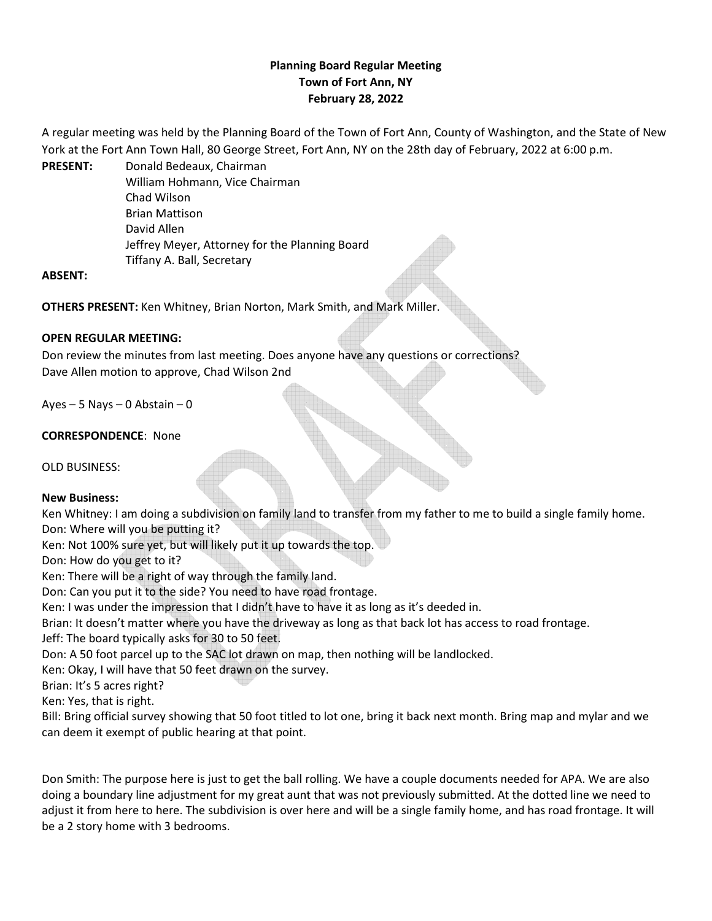**Planning Board Regular Meeting**
**Town of Fort Ann, NY**
**February 28, 2022**

A regular meeting was held by the Planning Board of the Town of Fort Ann, County of Washington, and the State of New York at the Fort Ann Town Hall, 80 George Street, Fort Ann, NY on the 28th day of February, 2022 at 6:00 p.m.

**PRESENT:** Donald Bedeaux, Chairman
William Hohmann, Vice Chairman
Chad Wilson
Brian Mattison
David Allen
Jeffrey Meyer, Attorney for the Planning Board
Tiffany A. Ball, Secretary

**ABSENT:**

**OTHERS PRESENT:** Ken Whitney, Brian Norton, Mark Smith, and Mark Miller.

**OPEN REGULAR MEETING:**

Don review the minutes from last meeting. Does anyone have any questions or corrections?
Dave Allen motion to approve, Chad Wilson 2nd

Ayes – 5 Nays – 0 Abstain – 0

**CORRESPONDENCE**: None

OLD BUSINESS:

**New Business:**

Ken Whitney: I am doing a subdivision on family land to transfer from my father to me to build a single family home.
Don: Where will you be putting it?
Ken: Not 100% sure yet, but will likely put it up towards the top.
Don: How do you get to it?
Ken: There will be a right of way through the family land.
Don: Can you put it to the side? You need to have road frontage.
Ken: I was under the impression that I didn't have to have it as long as it's deeded in.
Brian: It doesn't matter where you have the driveway as long as that back lot has access to road frontage.
Jeff: The board typically asks for 30 to 50 feet.
Don: A 50 foot parcel up to the SAC lot drawn on map, then nothing will be landlocked.
Ken: Okay, I will have that 50 feet drawn on the survey.
Brian: It's 5 acres right?
Ken: Yes, that is right.
Bill: Bring official survey showing that 50 foot titled to lot one, bring it back next month. Bring map and mylar and we can deem it exempt of public hearing at that point.

Don Smith: The purpose here is just to get the ball rolling. We have a couple documents needed for APA. We are also doing a boundary line adjustment for my great aunt that was not previously submitted. At the dotted line we need to adjust it from here to here. The subdivision is over here and will be a single family home, and has road frontage. It will be a 2 story home with 3 bedrooms.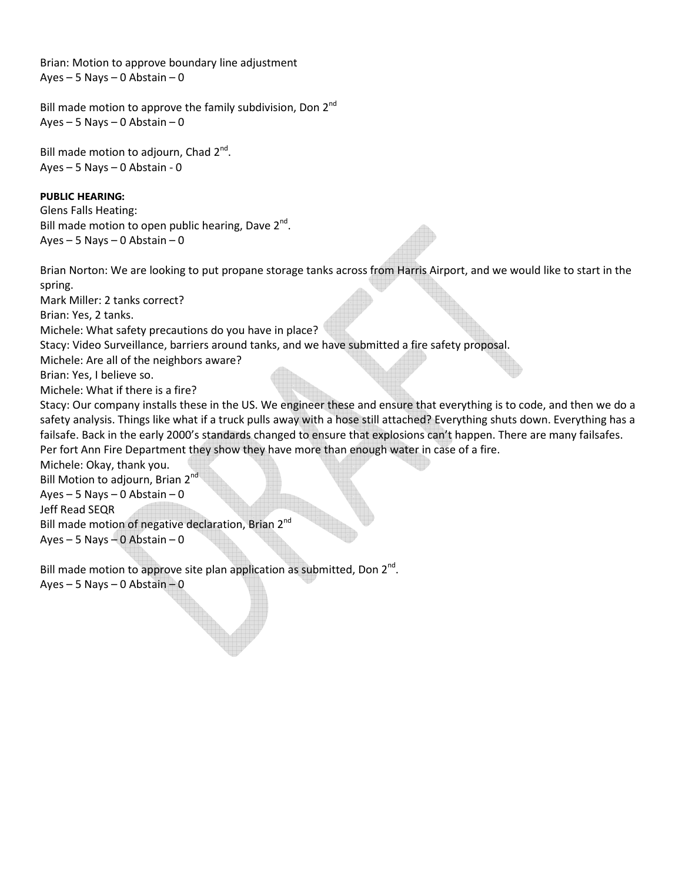Brian: Motion to approve boundary line adjustment
Ayes – 5 Nays – 0 Abstain – 0

Bill made motion to approve the family subdivision, Don 2nd
Ayes – 5 Nays – 0 Abstain – 0

Bill made motion to adjourn, Chad 2nd.
Ayes – 5 Nays – 0 Abstain - 0

**PUBLIC HEARING:**
Glens Falls Heating:
Bill made motion to open public hearing, Dave 2nd.
Ayes – 5 Nays – 0 Abstain – 0

Brian Norton: We are looking to put propane storage tanks across from Harris Airport, and we would like to start in the spring.
Mark Miller: 2 tanks correct?
Brian: Yes, 2 tanks.
Michele: What safety precautions do you have in place?
Stacy: Video Surveillance, barriers around tanks, and we have submitted a fire safety proposal.
Michele: Are all of the neighbors aware?
Brian: Yes, I believe so.
Michele: What if there is a fire?
Stacy: Our company installs these in the US. We engineer these and ensure that everything is to code, and then we do a safety analysis. Things like what if a truck pulls away with a hose still attached? Everything shuts down. Everything has a failsafe. Back in the early 2000's standards changed to ensure that explosions can't happen. There are many failsafes. Per fort Ann Fire Department they show they have more than enough water in case of a fire.
Michele: Okay, thank you.
Bill Motion to adjourn, Brian 2nd
Ayes – 5 Nays – 0 Abstain – 0
Jeff Read SEQR
Bill made motion of negative declaration, Brian 2nd
Ayes – 5 Nays – 0 Abstain – 0

Bill made motion to approve site plan application as submitted, Don 2nd.
Ayes – 5 Nays – 0 Abstain – 0